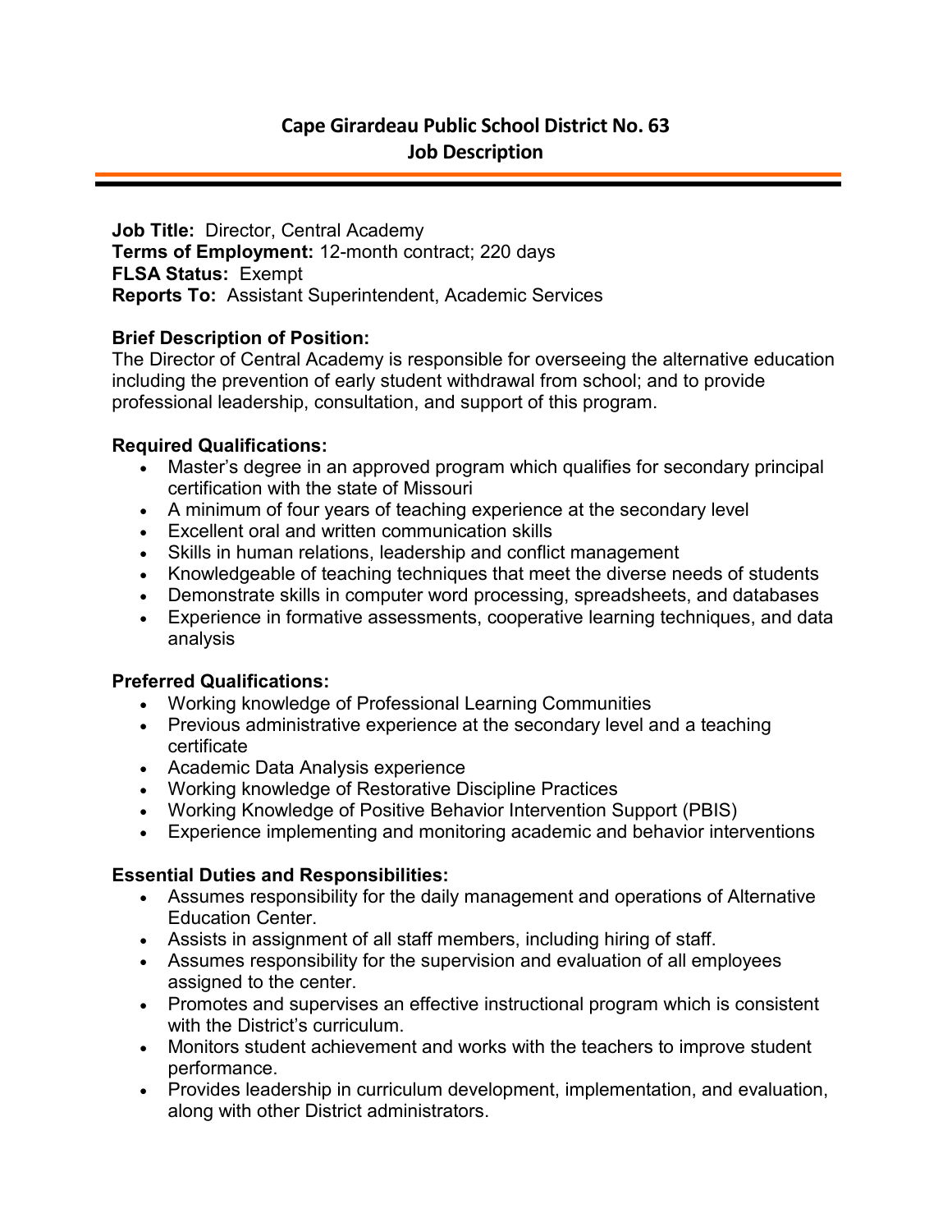# Cape Girardeau Public School District No. 63
## Job Description

**Job Title:** Director, Central Academy
**Terms of Employment:** 12-month contract; 220 days
**FLSA Status:** Exempt
**Reports To:** Assistant Superintendent, Academic Services

**Brief Description of Position:**
The Director of Central Academy is responsible for overseeing the alternative education including the prevention of early student withdrawal from school; and to provide professional leadership, consultation, and support of this program.

**Required Qualifications:**

- Master's degree in an approved program which qualifies for secondary principal certification with the state of Missouri
- A minimum of four years of teaching experience at the secondary level
- Excellent oral and written communication skills
- Skills in human relations, leadership and conflict management
- Knowledgeable of teaching techniques that meet the diverse needs of students
- Demonstrate skills in computer word processing, spreadsheets, and databases
- Experience in formative assessments, cooperative learning techniques, and data analysis

**Preferred Qualifications:**

- Working knowledge of Professional Learning Communities
- Previous administrative experience at the secondary level and a teaching certificate
- Academic Data Analysis experience
- Working knowledge of Restorative Discipline Practices
- Working Knowledge of Positive Behavior Intervention Support (PBIS)
- Experience implementing and monitoring academic and behavior interventions

**Essential Duties and Responsibilities:**

- Assumes responsibility for the daily management and operations of Alternative Education Center.
- Assists in assignment of all staff members, including hiring of staff.
- Assumes responsibility for the supervision and evaluation of all employees assigned to the center.
- Promotes and supervises an effective instructional program which is consistent with the District's curriculum.
- Monitors student achievement and works with the teachers to improve student performance.
- Provides leadership in curriculum development, implementation, and evaluation, along with other District administrators.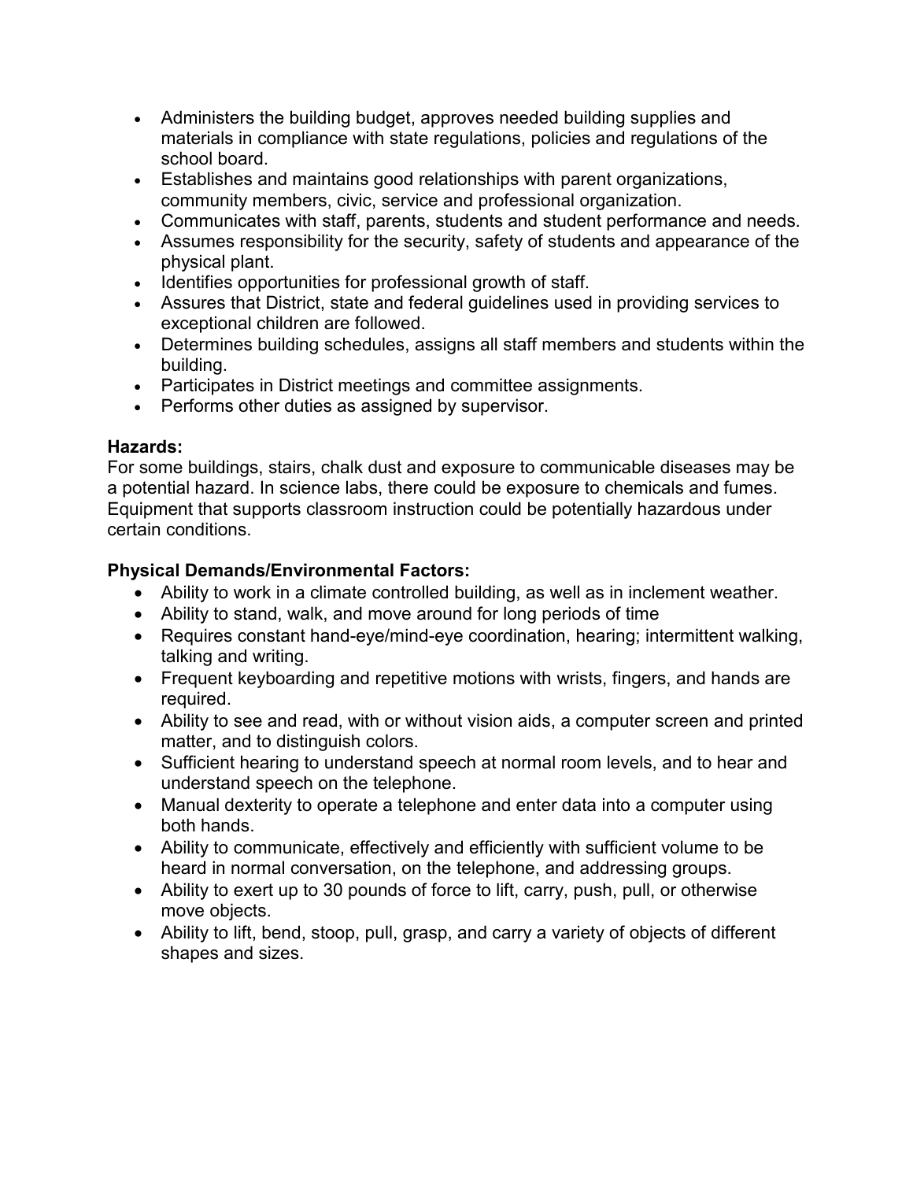- Administers the building budget, approves needed building supplies and materials in compliance with state regulations, policies and regulations of the school board.
- Establishes and maintains good relationships with parent organizations, community members, civic, service and professional organization.
- Communicates with staff, parents, students and student performance and needs.
- Assumes responsibility for the security, safety of students and appearance of the physical plant.
- Identifies opportunities for professional growth of staff.
- Assures that District, state and federal guidelines used in providing services to exceptional children are followed.
- Determines building schedules, assigns all staff members and students within the building.
- Participates in District meetings and committee assignments.
- Performs other duties as assigned by supervisor.

**Hazards:**
For some buildings, stairs, chalk dust and exposure to communicable diseases may be a potential hazard. In science labs, there could be exposure to chemicals and fumes. Equipment that supports classroom instruction could be potentially hazardous under certain conditions.

**Physical Demands/Environmental Factors:**

- Ability to work in a climate controlled building, as well as in inclement weather.
- Ability to stand, walk, and move around for long periods of time
- Requires constant hand-eye/mind-eye coordination, hearing; intermittent walking, talking and writing.
- Frequent keyboarding and repetitive motions with wrists, fingers, and hands are required.
- Ability to see and read, with or without vision aids, a computer screen and printed matter, and to distinguish colors.
- Sufficient hearing to understand speech at normal room levels, and to hear and understand speech on the telephone.
- Manual dexterity to operate a telephone and enter data into a computer using both hands.
- Ability to communicate, effectively and efficiently with sufficient volume to be heard in normal conversation, on the telephone, and addressing groups.
- Ability to exert up to 30 pounds of force to lift, carry, push, pull, or otherwise move objects.
- Ability to lift, bend, stoop, pull, grasp, and carry a variety of objects of different shapes and sizes.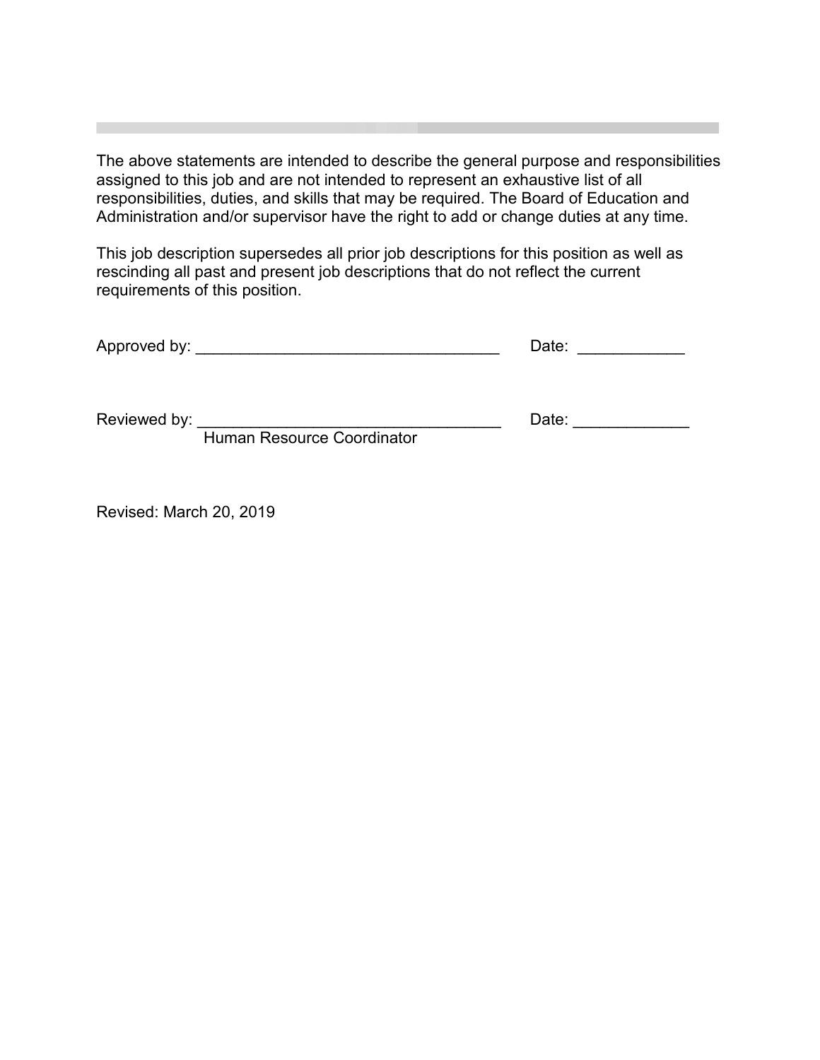---

The above statements are intended to describe the general purpose and responsibilities assigned to this job and are not intended to represent an exhaustive list of all responsibilities, duties, and skills that may be required. The Board of Education and Administration and/or supervisor have the right to add or change duties at any time.

This job description supersedes all prior job descriptions for this position as well as rescinding all past and present job descriptions that do not reflect the current requirements of this position.

Approved by: ___________________________________ Date: ____________

Reviewed by: ___________________________________ Date: _____________
Human Resource Coordinator

Revised: March 20, 2019